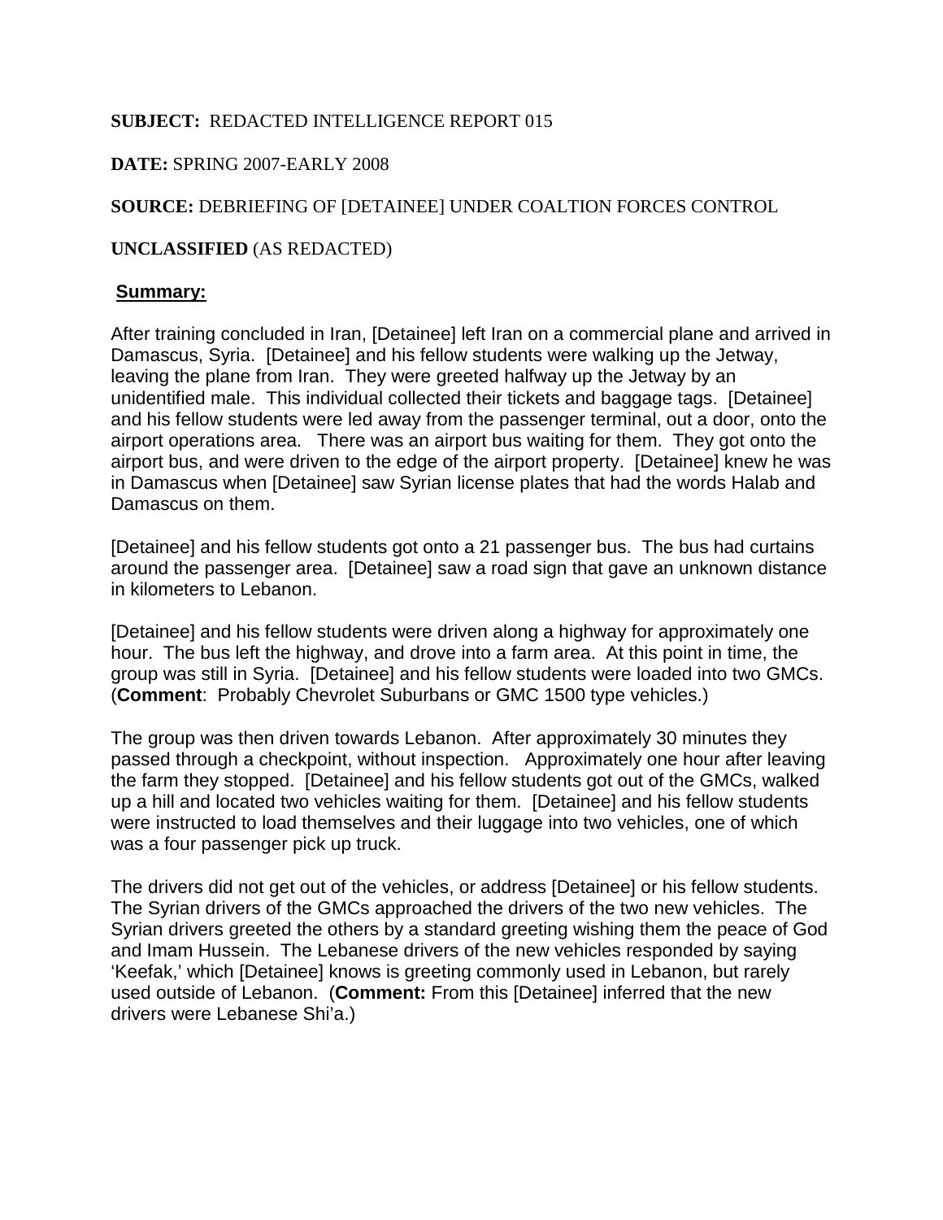**SUBJECT:** REDACTED INTELLIGENCE REPORT 015

**DATE:** SPRING 2007-EARLY 2008

**SOURCE:** DEBRIEFING OF [DETAINEE] UNDER COALTION FORCES CONTROL

**UNCLASSIFIED** (AS REDACTED)

**Summary:**

After training concluded in Iran, [Detainee] left Iran on a commercial plane and arrived in Damascus, Syria. [Detainee] and his fellow students were walking up the Jetway, leaving the plane from Iran. They were greeted halfway up the Jetway by an unidentified male. This individual collected their tickets and baggage tags. [Detainee] and his fellow students were led away from the passenger terminal, out a door, onto the airport operations area. There was an airport bus waiting for them. They got onto the airport bus, and were driven to the edge of the airport property. [Detainee] knew he was in Damascus when [Detainee] saw Syrian license plates that had the words Halab and Damascus on them.

[Detainee] and his fellow students got onto a 21 passenger bus. The bus had curtains around the passenger area. [Detainee] saw a road sign that gave an unknown distance in kilometers to Lebanon.

[Detainee] and his fellow students were driven along a highway for approximately one hour. The bus left the highway, and drove into a farm area. At this point in time, the group was still in Syria. [Detainee] and his fellow students were loaded into two GMCs. (**Comment**: Probably Chevrolet Suburbans or GMC 1500 type vehicles.)

The group was then driven towards Lebanon. After approximately 30 minutes they passed through a checkpoint, without inspection. Approximately one hour after leaving the farm they stopped. [Detainee] and his fellow students got out of the GMCs, walked up a hill and located two vehicles waiting for them. [Detainee] and his fellow students were instructed to load themselves and their luggage into two vehicles, one of which was a four passenger pick up truck.

The drivers did not get out of the vehicles, or address [Detainee] or his fellow students. The Syrian drivers of the GMCs approached the drivers of the two new vehicles. The Syrian drivers greeted the others by a standard greeting wishing them the peace of God and Imam Hussein. The Lebanese drivers of the new vehicles responded by saying 'Keefak,' which [Detainee] knows is greeting commonly used in Lebanon, but rarely used outside of Lebanon. (**Comment:** From this [Detainee] inferred that the new drivers were Lebanese Shi'a.)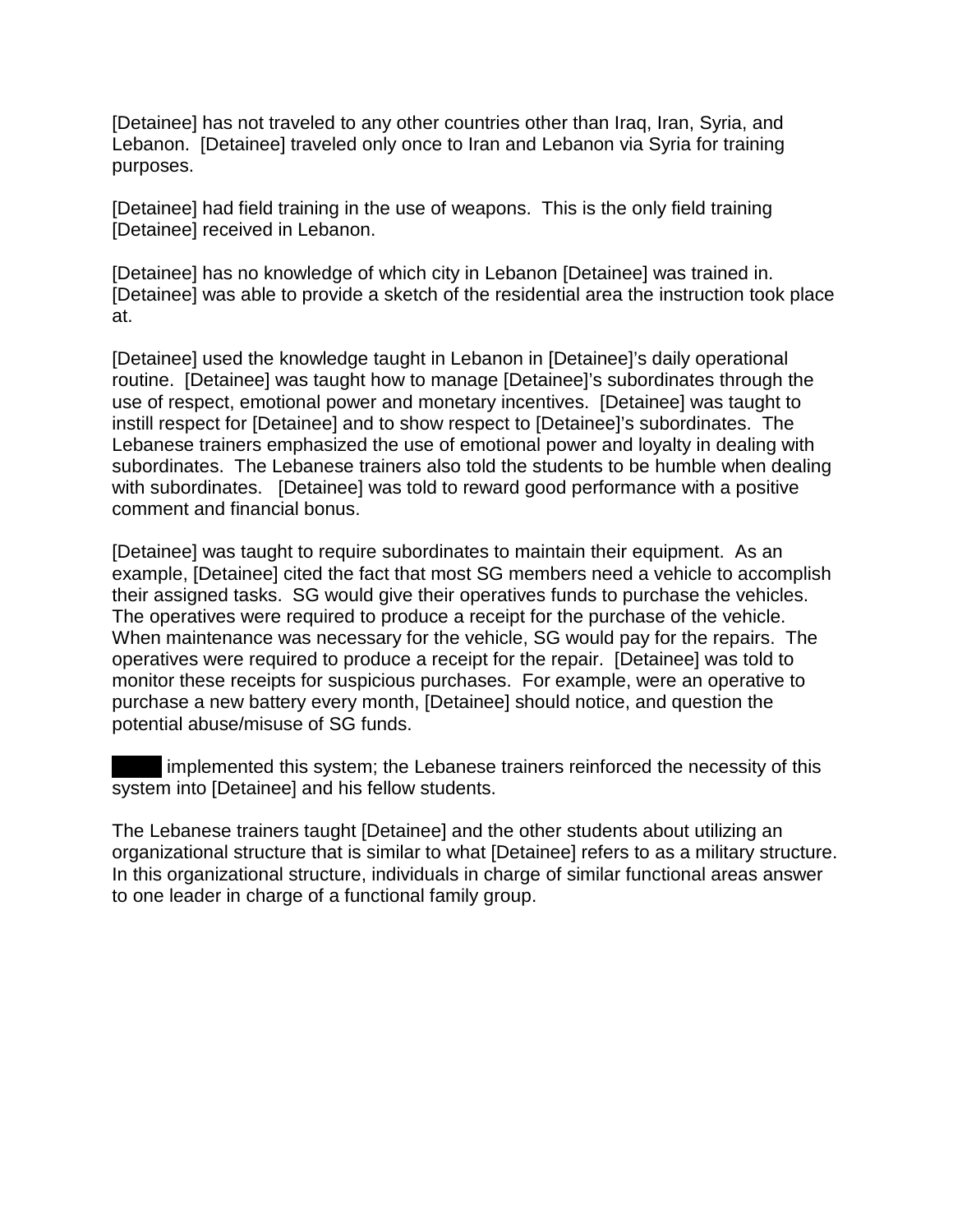[Detainee] has not traveled to any other countries other than Iraq, Iran, Syria, and Lebanon. [Detainee] traveled only once to Iran and Lebanon via Syria for training purposes.

[Detainee] had field training in the use of weapons. This is the only field training [Detainee] received in Lebanon.

[Detainee] has no knowledge of which city in Lebanon [Detainee] was trained in. [Detainee] was able to provide a sketch of the residential area the instruction took place at.

[Detainee] used the knowledge taught in Lebanon in [Detainee]'s daily operational routine. [Detainee] was taught how to manage [Detainee]'s subordinates through the use of respect, emotional power and monetary incentives. [Detainee] was taught to instill respect for [Detainee] and to show respect to [Detainee]'s subordinates. The Lebanese trainers emphasized the use of emotional power and loyalty in dealing with subordinates. The Lebanese trainers also told the students to be humble when dealing with subordinates. [Detainee] was told to reward good performance with a positive comment and financial bonus.

[Detainee] was taught to require subordinates to maintain their equipment. As an example, [Detainee] cited the fact that most SG members need a vehicle to accomplish their assigned tasks. SG would give their operatives funds to purchase the vehicles. The operatives were required to produce a receipt for the purchase of the vehicle. When maintenance was necessary for the vehicle, SG would pay for the repairs. The operatives were required to produce a receipt for the repair. [Detainee] was told to monitor these receipts for suspicious purchases. For example, were an operative to purchase a new battery every month, [Detainee] should notice, and question the potential abuse/misuse of SG funds.

[REDACTED] implemented this system; the Lebanese trainers reinforced the necessity of this system into [Detainee] and his fellow students.

The Lebanese trainers taught [Detainee] and the other students about utilizing an organizational structure that is similar to what [Detainee] refers to as a military structure. In this organizational structure, individuals in charge of similar functional areas answer to one leader in charge of a functional family group.